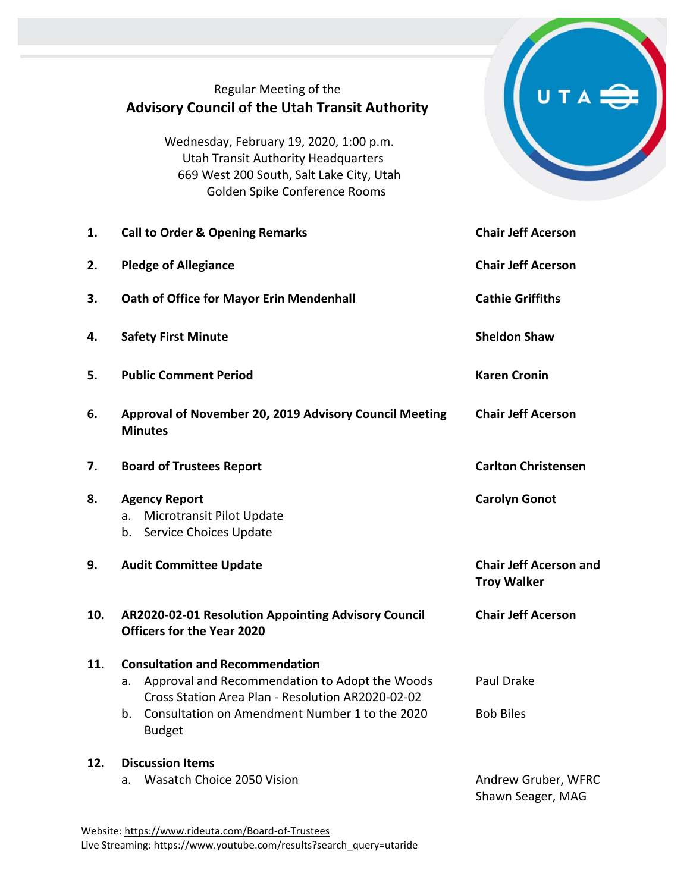Regular Meeting of the

# Advisory Council of the Utah Transit Authority

Wednesday, February 19, 2020, 1:00 p.m.
Utah Transit Authority Headquarters
669 West 200 South, Salt Lake City, Utah
Golden Spike Conference Rooms

| | Item | Presenter |
|---|---|---|
| **1.** | **Call to Order & Opening Remarks** | **Chair Jeff Acerson** |
| **2.** | **Pledge of Allegiance** | **Chair Jeff Acerson** |
| **3.** | **Oath of Office for Mayor Erin Mendenhall** | **Cathie Griffiths** |
| **4.** | **Safety First Minute** | **Sheldon Shaw** |
| **5.** | **Public Comment Period** | **Karen Cronin** |
| **6.** | **Approval of November 20, 2019 Advisory Council Meeting Minutes** | **Chair Jeff Acerson** |
| **7.** | **Board of Trustees Report** | **Carlton Christensen** |
| **8.** | **Agency Report**<br>a. Microtransit Pilot Update<br>b. Service Choices Update | **Carolyn Gonot** |
| **9.** | **Audit Committee Update** | **Chair Jeff Acerson and Troy Walker** |
| **10.** | **AR2020-02-01 Resolution Appointing Advisory Council Officers for the Year 2020** | **Chair Jeff Acerson** |
| **11.** | **Consultation and Recommendation** | |
| | a. Approval and Recommendation to Adopt the Woods Cross Station Area Plan - Resolution AR2020-02-02 | Paul Drake |
| | b. Consultation on Amendment Number 1 to the 2020 Budget | Bob Biles |
| **12.** | **Discussion Items** | |
| | a. Wasatch Choice 2050 Vision | Andrew Gruber, WFRC<br>Shawn Seager, MAG |

Website: https://www.rideuta.com/Board-of-Trustees
Live Streaming: https://www.youtube.com/results?search_query=utaride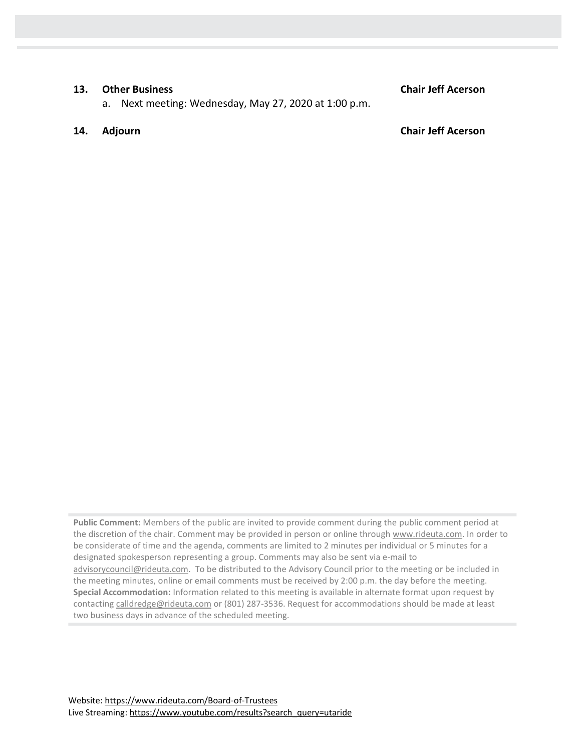**13. Other Business** **Chair Jeff Acerson**

a. Next meeting: Wednesday, May 27, 2020 at 1:00 p.m.

**14. Adjourn** **Chair Jeff Acerson**

**Public Comment:** Members of the public are invited to provide comment during the public comment period at the discretion of the chair. Comment may be provided in person or online through www.rideuta.com. In order to be considerate of time and the agenda, comments are limited to 2 minutes per individual or 5 minutes for a designated spokesperson representing a group. Comments may also be sent via e-mail to advisorycouncil@rideuta.com. To be distributed to the Advisory Council prior to the meeting or be included in the meeting minutes, online or email comments must be received by 2:00 p.m. the day before the meeting.
**Special Accommodation:** Information related to this meeting is available in alternate format upon request by contacting calldredge@rideuta.com or (801) 287-3536. Request for accommodations should be made at least two business days in advance of the scheduled meeting.

Website: https://www.rideuta.com/Board-of-Trustees
Live Streaming: https://www.youtube.com/results?search_query=utaride